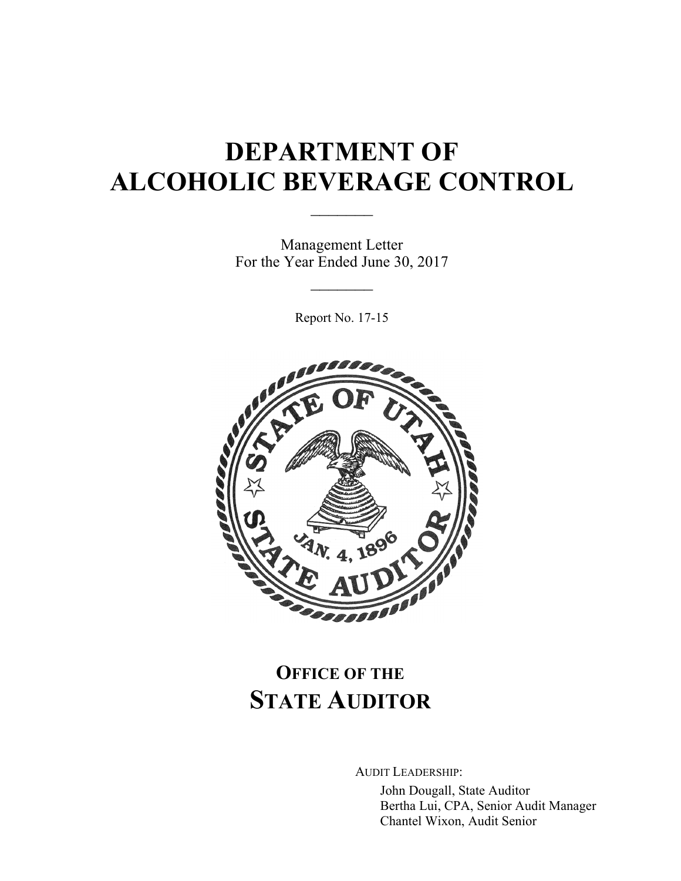# DEPARTMENT OF ALCOHOLIC BEVERAGE CONTROL

Management Letter
For the Year Ended June 30, 2017

Report No. 17-15

## OFFICE OF THE STATE AUDITOR

AUDIT LEADERSHIP:

John Dougall, State Auditor
Bertha Lui, CPA, Senior Audit Manager
Chantel Wixon, Audit Senior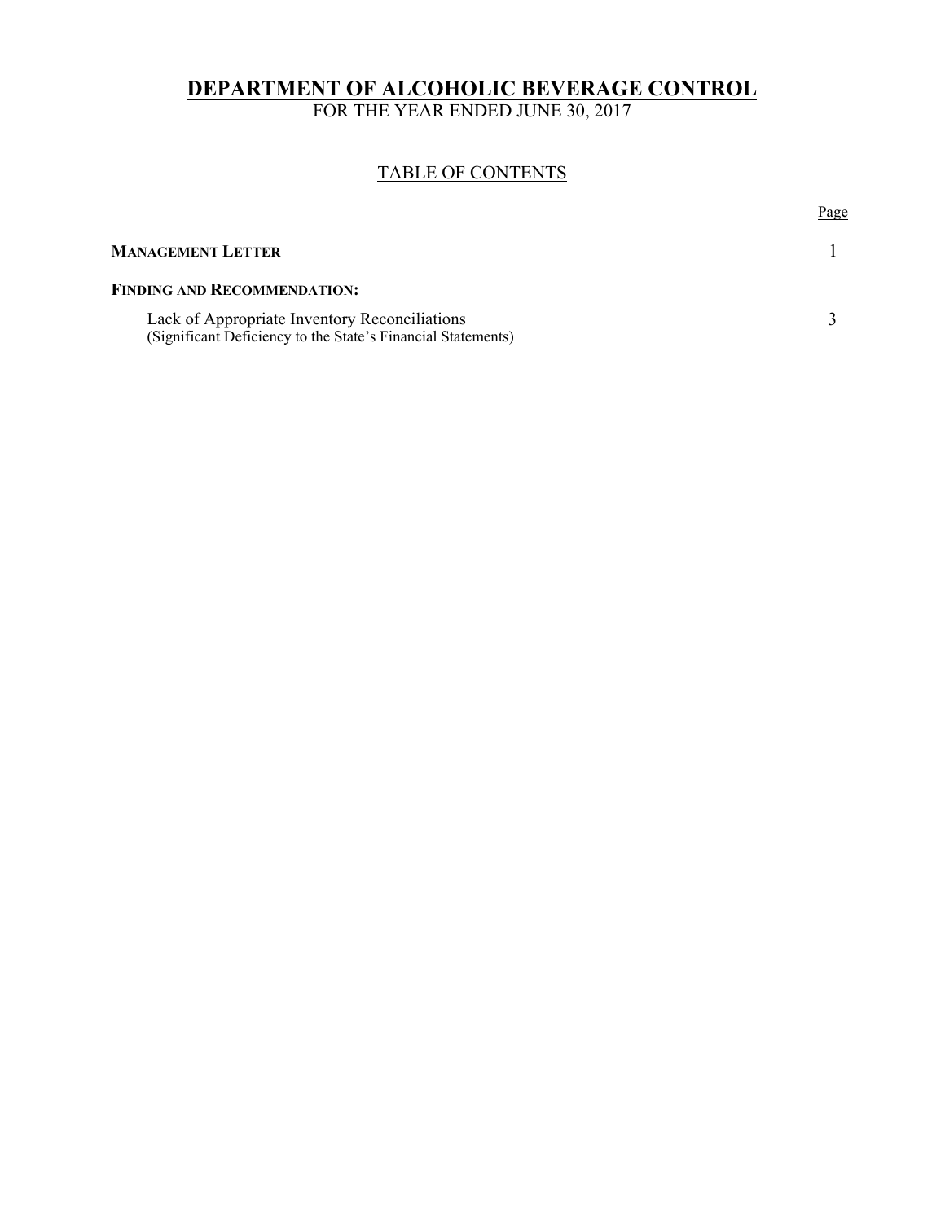# DEPARTMENT OF ALCOHOLIC BEVERAGE CONTROL

FOR THE YEAR ENDED JUNE 30, 2017

## TABLE OF CONTENTS

| | Page |
|---|---|
| **MANAGEMENT LETTER** | 1 |
| **FINDING AND RECOMMENDATION:** | |
| Lack of Appropriate Inventory Reconciliations<br>(Significant Deficiency to the State's Financial Statements) | 3 |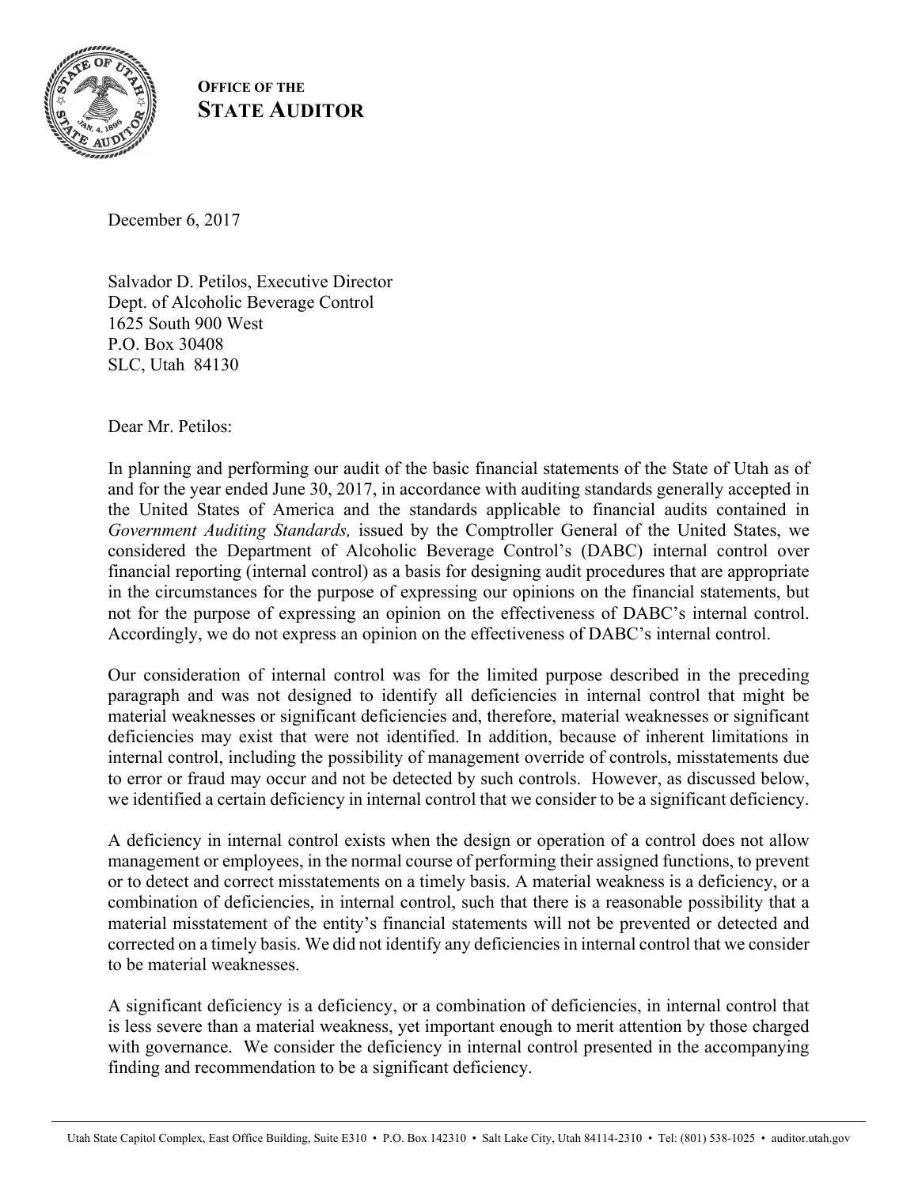**OFFICE OF THE**
**STATE AUDITOR**

December 6, 2017

Salvador D. Petilos, Executive Director
Dept. of Alcoholic Beverage Control
1625 South 900 West
P.O. Box 30408
SLC, Utah 84130

Dear Mr. Petilos:

In planning and performing our audit of the basic financial statements of the State of Utah as of and for the year ended June 30, 2017, in accordance with auditing standards generally accepted in the United States of America and the standards applicable to financial audits contained in *Government Auditing Standards,* issued by the Comptroller General of the United States, we considered the Department of Alcoholic Beverage Control's (DABC) internal control over financial reporting (internal control) as a basis for designing audit procedures that are appropriate in the circumstances for the purpose of expressing our opinions on the financial statements, but not for the purpose of expressing an opinion on the effectiveness of DABC's internal control. Accordingly, we do not express an opinion on the effectiveness of DABC's internal control.

Our consideration of internal control was for the limited purpose described in the preceding paragraph and was not designed to identify all deficiencies in internal control that might be material weaknesses or significant deficiencies and, therefore, material weaknesses or significant deficiencies may exist that were not identified. In addition, because of inherent limitations in internal control, including the possibility of management override of controls, misstatements due to error or fraud may occur and not be detected by such controls. However, as discussed below, we identified a certain deficiency in internal control that we consider to be a significant deficiency.

A deficiency in internal control exists when the design or operation of a control does not allow management or employees, in the normal course of performing their assigned functions, to prevent or to detect and correct misstatements on a timely basis. A material weakness is a deficiency, or a combination of deficiencies, in internal control, such that there is a reasonable possibility that a material misstatement of the entity's financial statements will not be prevented or detected and corrected on a timely basis. We did not identify any deficiencies in internal control that we consider to be material weaknesses.

A significant deficiency is a deficiency, or a combination of deficiencies, in internal control that is less severe than a material weakness, yet important enough to merit attention by those charged with governance. We consider the deficiency in internal control presented in the accompanying finding and recommendation to be a significant deficiency.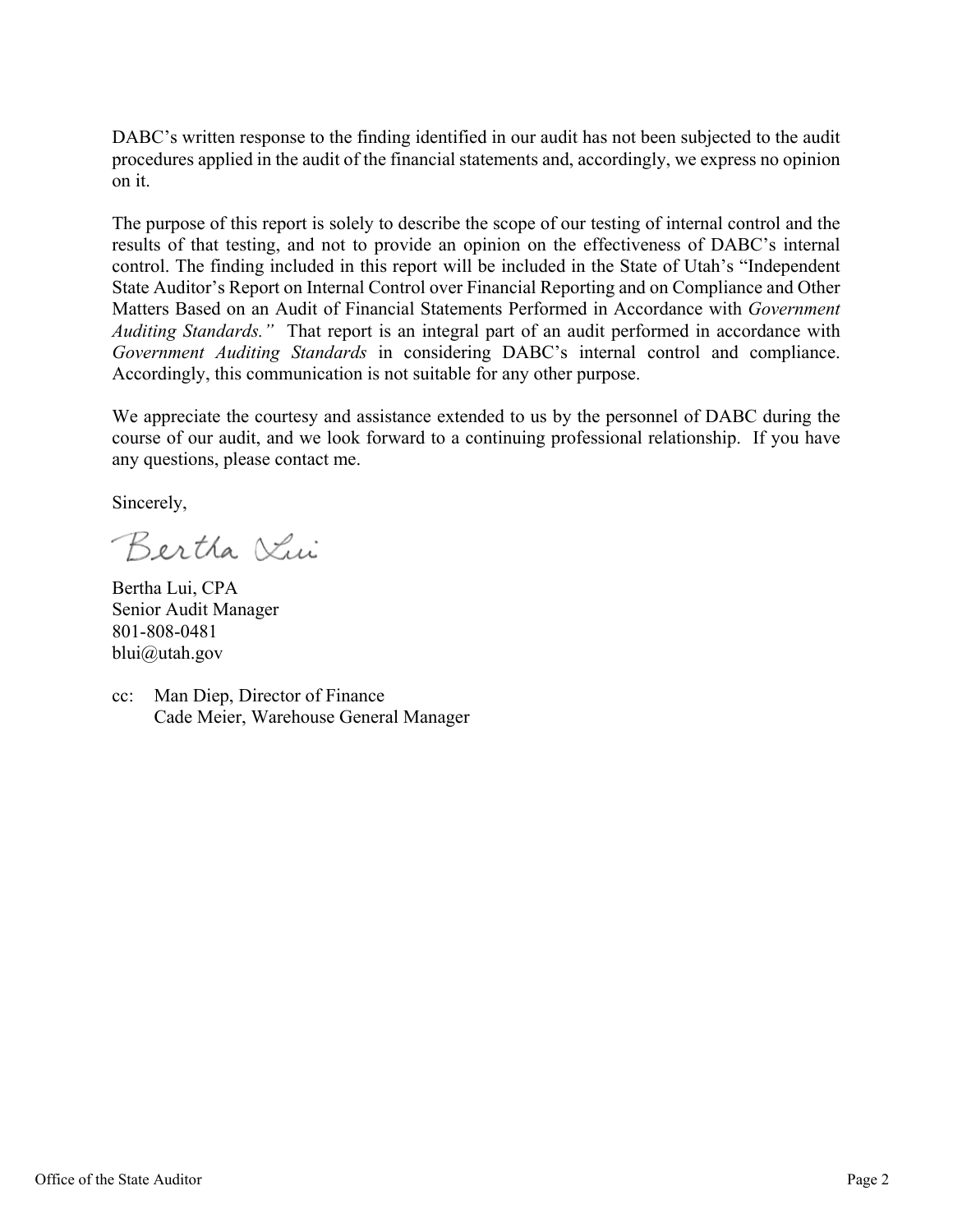DABC's written response to the finding identified in our audit has not been subjected to the audit procedures applied in the audit of the financial statements and, accordingly, we express no opinion on it.

The purpose of this report is solely to describe the scope of our testing of internal control and the results of that testing, and not to provide an opinion on the effectiveness of DABC's internal control. The finding included in this report will be included in the State of Utah's "Independent State Auditor's Report on Internal Control over Financial Reporting and on Compliance and Other Matters Based on an Audit of Financial Statements Performed in Accordance with *Government Auditing Standards."* That report is an integral part of an audit performed in accordance with *Government Auditing Standards* in considering DABC's internal control and compliance. Accordingly, this communication is not suitable for any other purpose.

We appreciate the courtesy and assistance extended to us by the personnel of DABC during the course of our audit, and we look forward to a continuing professional relationship. If you have any questions, please contact me.

Sincerely,

Bertha Lui

Bertha Lui, CPA
Senior Audit Manager
801-808-0481
blui@utah.gov

cc: Man Diep, Director of Finance
Cade Meier, Warehouse General Manager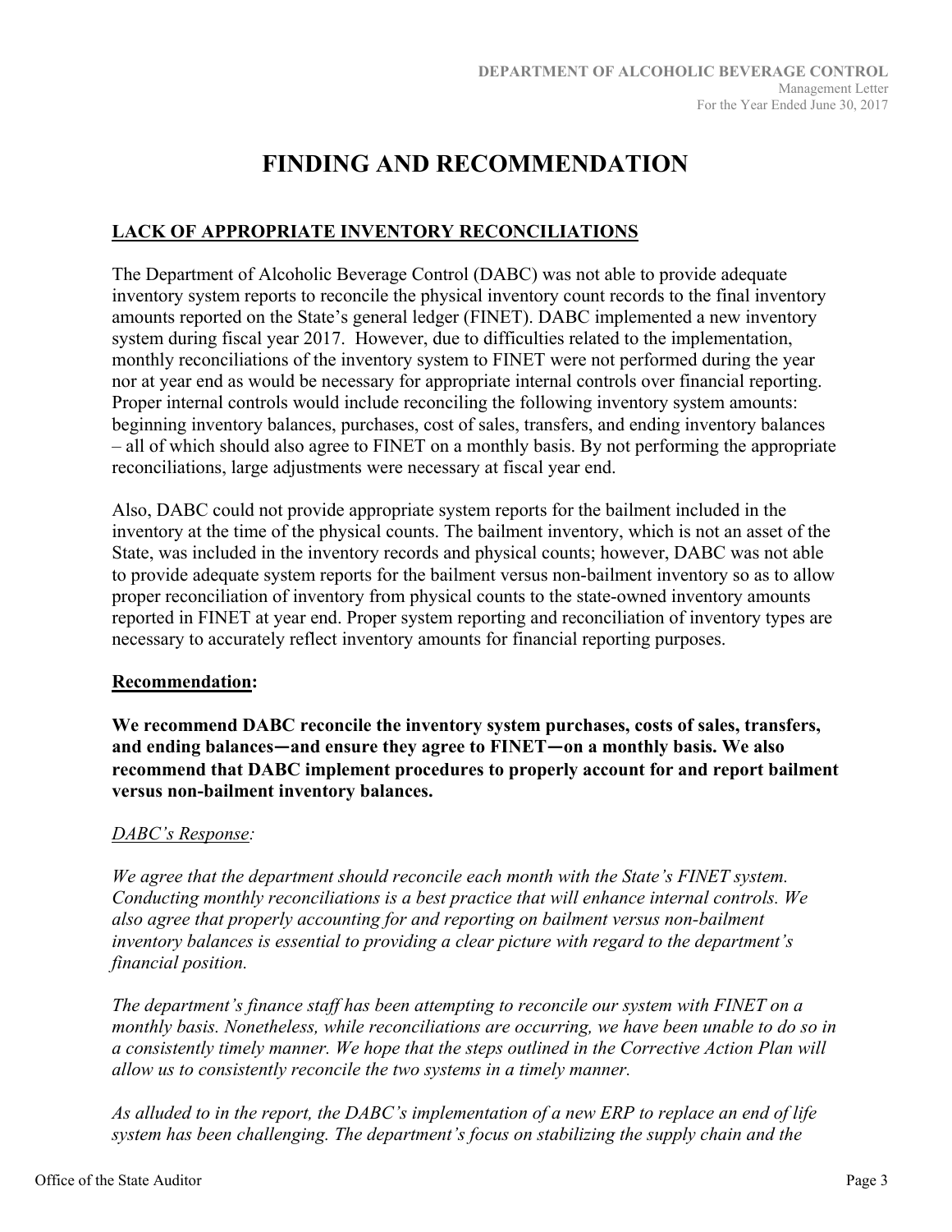# FINDING AND RECOMMENDATION

## LACK OF APPROPRIATE INVENTORY RECONCILIATIONS

The Department of Alcoholic Beverage Control (DABC) was not able to provide adequate inventory system reports to reconcile the physical inventory count records to the final inventory amounts reported on the State's general ledger (FINET). DABC implemented a new inventory system during fiscal year 2017. However, due to difficulties related to the implementation, monthly reconciliations of the inventory system to FINET were not performed during the year nor at year end as would be necessary for appropriate internal controls over financial reporting. Proper internal controls would include reconciling the following inventory system amounts: beginning inventory balances, purchases, cost of sales, transfers, and ending inventory balances – all of which should also agree to FINET on a monthly basis. By not performing the appropriate reconciliations, large adjustments were necessary at fiscal year end.

Also, DABC could not provide appropriate system reports for the bailment included in the inventory at the time of the physical counts. The bailment inventory, which is not an asset of the State, was included in the inventory records and physical counts; however, DABC was not able to provide adequate system reports for the bailment versus non-bailment inventory so as to allow proper reconciliation of inventory from physical counts to the state-owned inventory amounts reported in FINET at year end. Proper system reporting and reconciliation of inventory types are necessary to accurately reflect inventory amounts for financial reporting purposes.

**Recommendation:**

**We recommend DABC reconcile the inventory system purchases, costs of sales, transfers, and ending balances─and ensure they agree to FINET─on a monthly basis. We also recommend that DABC implement procedures to properly account for and report bailment versus non-bailment inventory balances.**

*DABC's Response:*

*We agree that the department should reconcile each month with the State's FINET system. Conducting monthly reconciliations is a best practice that will enhance internal controls. We also agree that properly accounting for and reporting on bailment versus non-bailment inventory balances is essential to providing a clear picture with regard to the department's financial position.*

*The department's finance staff has been attempting to reconcile our system with FINET on a monthly basis. Nonetheless, while reconciliations are occurring, we have been unable to do so in a consistently timely manner. We hope that the steps outlined in the Corrective Action Plan will allow us to consistently reconcile the two systems in a timely manner.*

*As alluded to in the report, the DABC's implementation of a new ERP to replace an end of life system has been challenging. The department's focus on stabilizing the supply chain and the*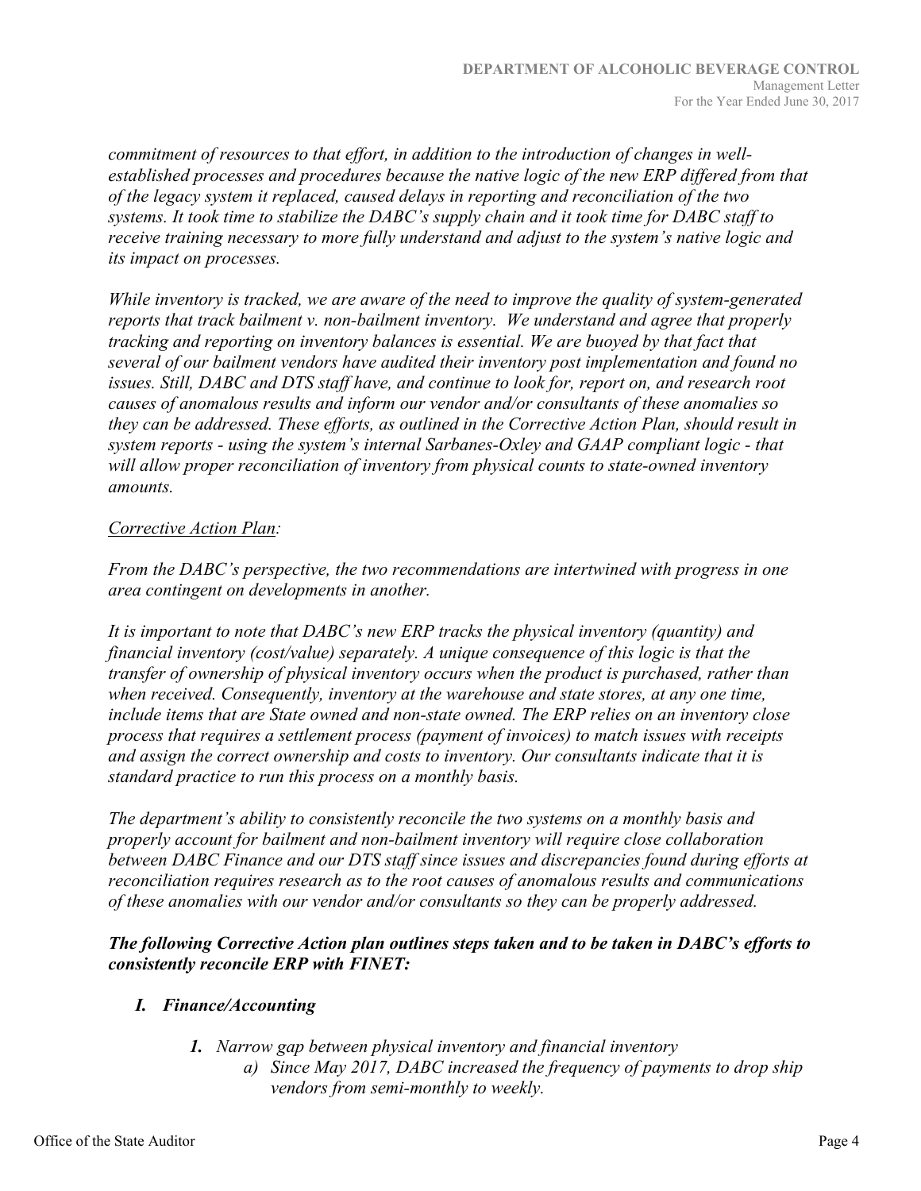*commitment of resources to that effort, in addition to the introduction of changes in well-established processes and procedures because the native logic of the new ERP differed from that of the legacy system it replaced, caused delays in reporting and reconciliation of the two systems. It took time to stabilize the DABC's supply chain and it took time for DABC staff to receive training necessary to more fully understand and adjust to the system's native logic and its impact on processes.*

*While inventory is tracked, we are aware of the need to improve the quality of system-generated reports that track bailment v. non-bailment inventory. We understand and agree that properly tracking and reporting on inventory balances is essential. We are buoyed by that fact that several of our bailment vendors have audited their inventory post implementation and found no issues. Still, DABC and DTS staff have, and continue to look for, report on, and research root causes of anomalous results and inform our vendor and/or consultants of these anomalies so they can be addressed. These efforts, as outlined in the Corrective Action Plan, should result in system reports - using the system's internal Sarbanes-Oxley and GAAP compliant logic - that will allow proper reconciliation of inventory from physical counts to state-owned inventory amounts.*

*<u>Corrective Action Plan</u>:*

*From the DABC's perspective, the two recommendations are intertwined with progress in one area contingent on developments in another.*

*It is important to note that DABC's new ERP tracks the physical inventory (quantity) and financial inventory (cost/value) separately. A unique consequence of this logic is that the transfer of ownership of physical inventory occurs when the product is purchased, rather than when received. Consequently, inventory at the warehouse and state stores, at any one time, include items that are State owned and non-state owned. The ERP relies on an inventory close process that requires a settlement process (payment of invoices) to match issues with receipts and assign the correct ownership and costs to inventory. Our consultants indicate that it is standard practice to run this process on a monthly basis.*

*The department's ability to consistently reconcile the two systems on a monthly basis and properly account for bailment and non-bailment inventory will require close collaboration between DABC Finance and our DTS staff since issues and discrepancies found during efforts at reconciliation requires research as to the root causes of anomalous results and communications of these anomalies with our vendor and/or consultants so they can be properly addressed.*

***The following Corrective Action plan outlines steps taken and to be taken in DABC's efforts to consistently reconcile ERP with FINET:***

***I. Finance/Accounting***

***1.*** *Narrow gap between physical inventory and financial inventory*

*a) Since May 2017, DABC increased the frequency of payments to drop ship vendors from semi-monthly to weekly.*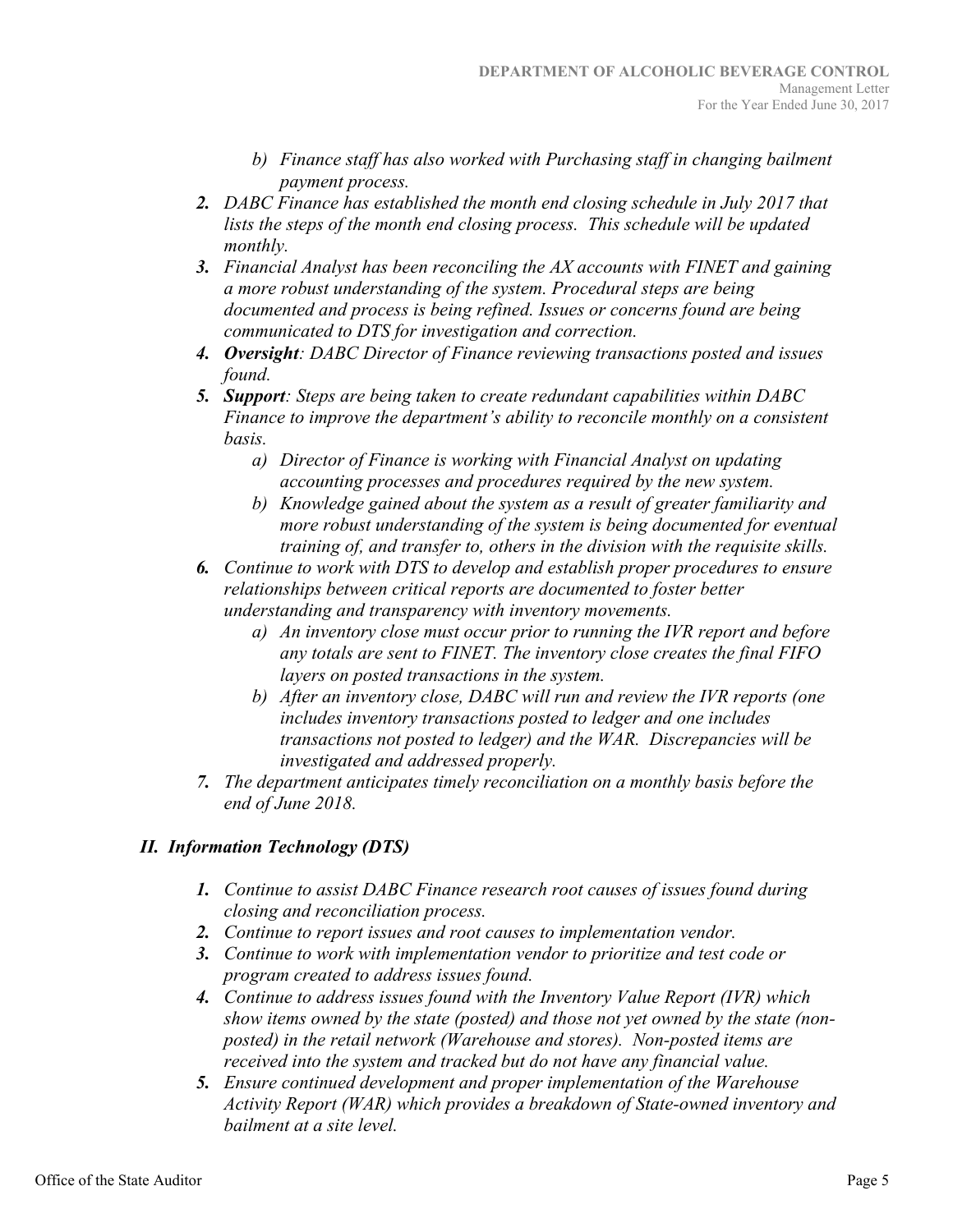*b) Finance staff has also worked with Purchasing staff in changing bailment payment process.*

2. *DABC Finance has established the month end closing schedule in July 2017 that lists the steps of the month end closing process. This schedule will be updated monthly.*
3. *Financial Analyst has been reconciling the AX accounts with FINET and gaining a more robust understanding of the system. Procedural steps are being documented and process is being refined. Issues or concerns found are being communicated to DTS for investigation and correction.*
4. ***Oversight**: DABC Director of Finance reviewing transactions posted and issues found.*
5. ***Support**: Steps are being taken to create redundant capabilities within DABC Finance to improve the department's ability to reconcile monthly on a consistent basis.*
    - *a) Director of Finance is working with Financial Analyst on updating accounting processes and procedures required by the new system.*
    - *b) Knowledge gained about the system as a result of greater familiarity and more robust understanding of the system is being documented for eventual training of, and transfer to, others in the division with the requisite skills.*
6. *Continue to work with DTS to develop and establish proper procedures to ensure relationships between critical reports are documented to foster better understanding and transparency with inventory movements.*
    - *a) An inventory close must occur prior to running the IVR report and before any totals are sent to FINET. The inventory close creates the final FIFO layers on posted transactions in the system.*
    - *b) After an inventory close, DABC will run and review the IVR reports (one includes inventory transactions posted to ledger and one includes transactions not posted to ledger) and the WAR. Discrepancies will be investigated and addressed properly.*
7. *The department anticipates timely reconciliation on a monthly basis before the end of June 2018.*

## *II. Information Technology (DTS)*

1. *Continue to assist DABC Finance research root causes of issues found during closing and reconciliation process.*
2. *Continue to report issues and root causes to implementation vendor.*
3. *Continue to work with implementation vendor to prioritize and test code or program created to address issues found.*
4. *Continue to address issues found with the Inventory Value Report (IVR) which show items owned by the state (posted) and those not yet owned by the state (non-posted) in the retail network (Warehouse and stores). Non-posted items are received into the system and tracked but do not have any financial value.*
5. *Ensure continued development and proper implementation of the Warehouse Activity Report (WAR) which provides a breakdown of State-owned inventory and bailment at a site level.*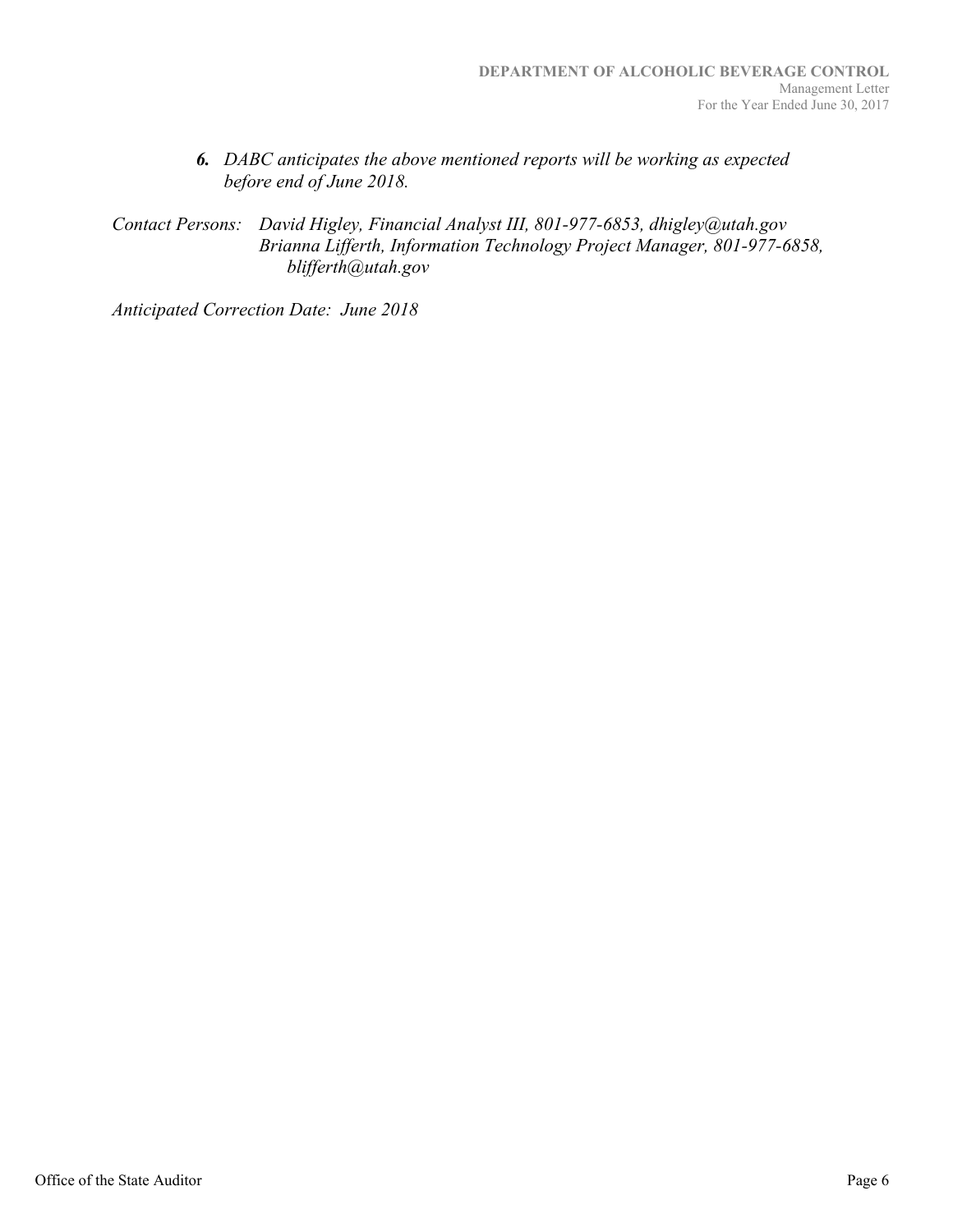*6.* *DABC anticipates the above mentioned reports will be working as expected before end of June 2018.*

*Contact Persons: David Higley, Financial Analyst III, 801-977-6853, dhigley@utah.gov*
*Brianna Lifferth, Information Technology Project Manager, 801-977-6858, blifferth@utah.gov*

*Anticipated Correction Date: June 2018*